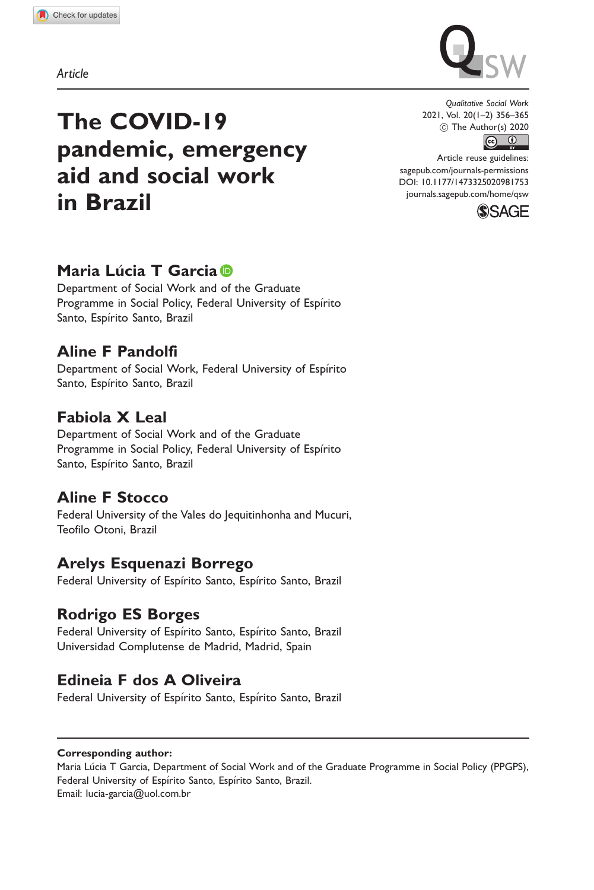*Article*

# The COVID-19 pandemic, emergency aid and social work in Brazil

**Maria Lúcia T Garcia**
Department of Social Work and of the Graduate Programme in Social Policy, Federal University of Espírito Santo, Espírito Santo, Brazil

**Aline F Pandolfi**
Department of Social Work, Federal University of Espírito Santo, Espírito Santo, Brazil

**Fabiola X Leal**
Department of Social Work and of the Graduate Programme in Social Policy, Federal University of Espírito Santo, Espírito Santo, Brazil

**Aline F Stocco**
Federal University of the Vales do Jequitinhonha and Mucuri, Teofilo Otoni, Brazil

**Arelys Esquenazi Borrego**
Federal University of Espírito Santo, Espírito Santo, Brazil

**Rodrigo ES Borges**
Federal University of Espírito Santo, Espírito Santo, Brazil
Universidad Complutense de Madrid, Madrid, Spain

**Edineia F dos A Oliveira**
Federal University of Espírito Santo, Espírito Santo, Brazil

**Corresponding author:**
Maria Lúcia T Garcia, Department of Social Work and of the Graduate Programme in Social Policy (PPGPS), Federal University of Espírito Santo, Espírito Santo, Brazil.
Email: lucia-garcia@uol.com.br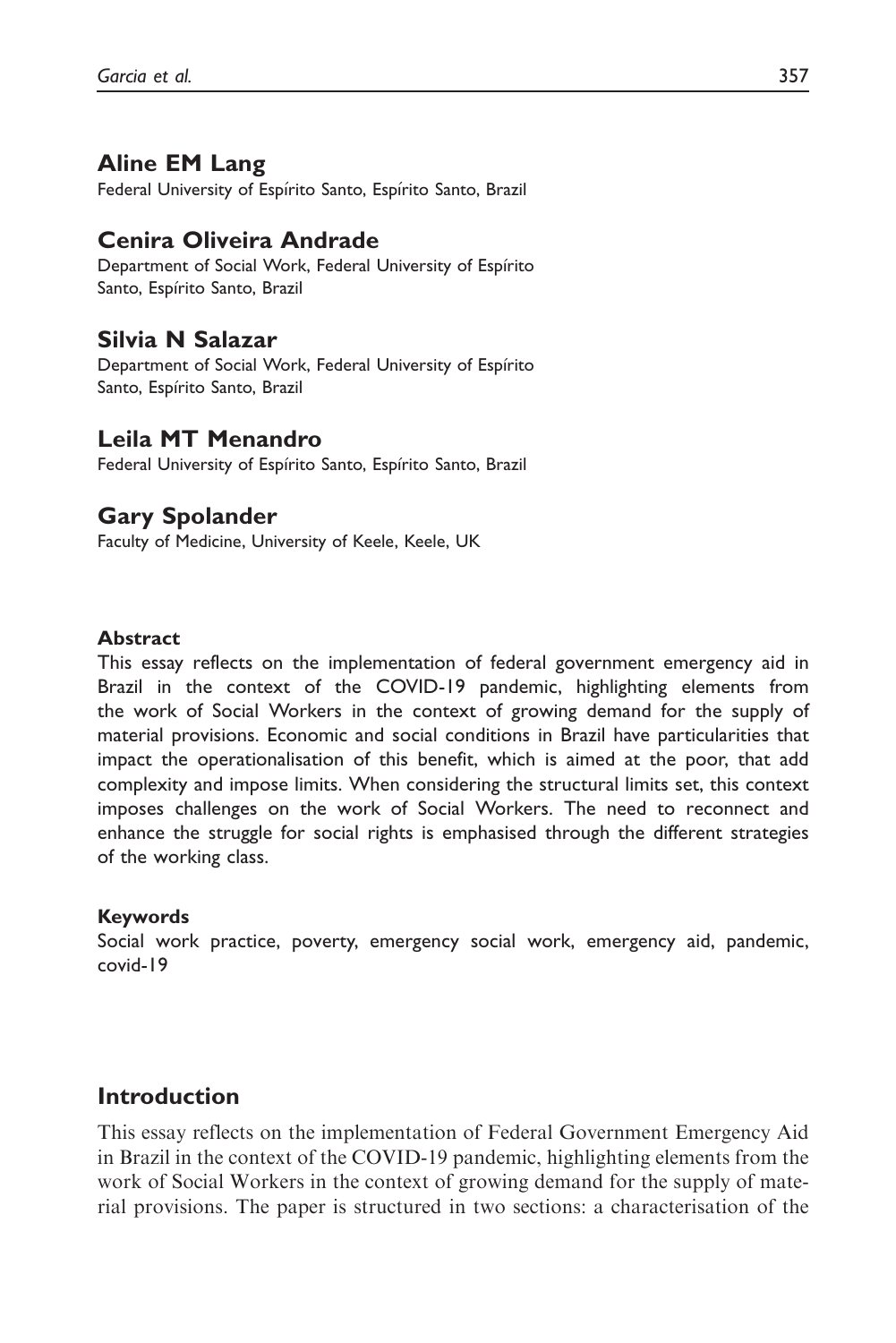**Aline EM Lang**
Federal University of Espírito Santo, Espírito Santo, Brazil

**Cenira Oliveira Andrade**
Department of Social Work, Federal University of Espírito Santo, Espírito Santo, Brazil

**Silvia N Salazar**
Department of Social Work, Federal University of Espírito Santo, Espírito Santo, Brazil

**Leila MT Menandro**
Federal University of Espírito Santo, Espírito Santo, Brazil

**Gary Spolander**
Faculty of Medicine, University of Keele, Keele, UK

#### Abstract

This essay reflects on the implementation of federal government emergency aid in Brazil in the context of the COVID-19 pandemic, highlighting elements from the work of Social Workers in the context of growing demand for the supply of material provisions. Economic and social conditions in Brazil have particularities that impact the operationalisation of this benefit, which is aimed at the poor, that add complexity and impose limits. When considering the structural limits set, this context imposes challenges on the work of Social Workers. The need to reconnect and enhance the struggle for social rights is emphasised through the different strategies of the working class.

#### Keywords

Social work practice, poverty, emergency social work, emergency aid, pandemic, covid-19

## Introduction

This essay reflects on the implementation of Federal Government Emergency Aid in Brazil in the context of the COVID-19 pandemic, highlighting elements from the work of Social Workers in the context of growing demand for the supply of material provisions. The paper is structured in two sections: a characterisation of the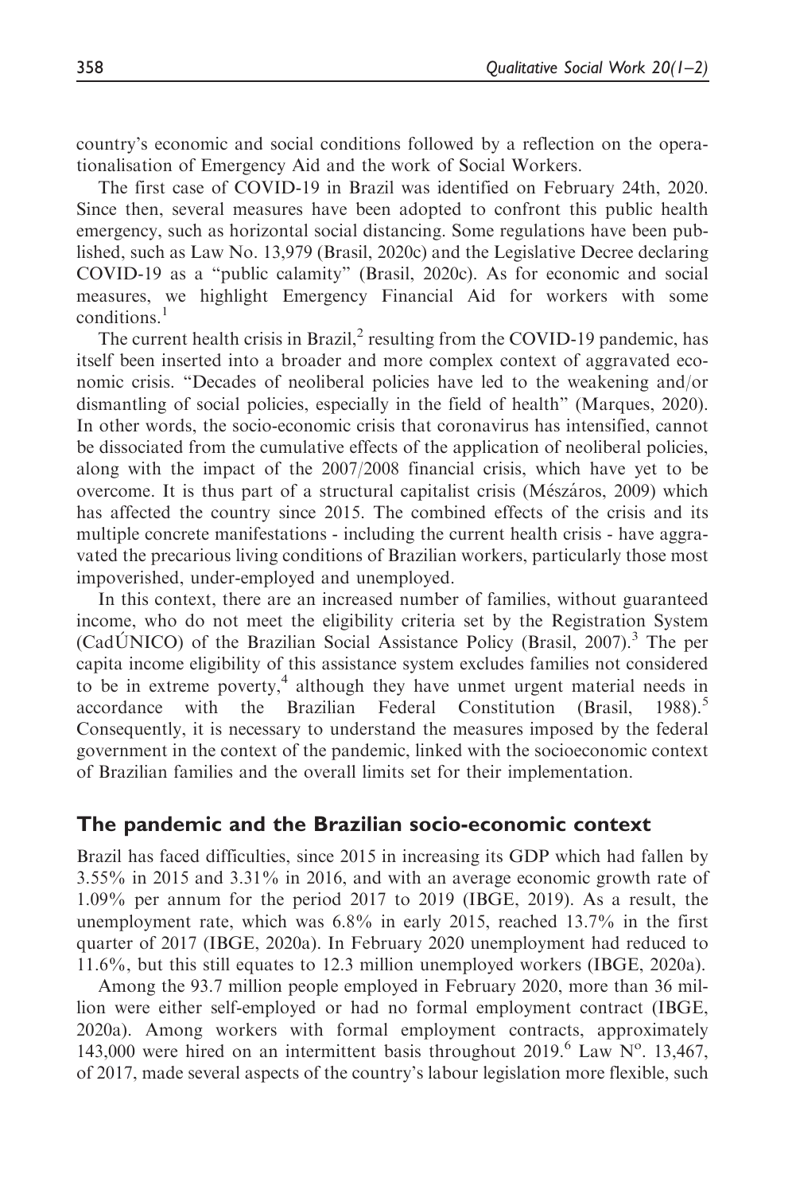country's economic and social conditions followed by a reflection on the operationalisation of Emergency Aid and the work of Social Workers.

The first case of COVID-19 in Brazil was identified on February 24th, 2020. Since then, several measures have been adopted to confront this public health emergency, such as horizontal social distancing. Some regulations have been published, such as Law No. 13,979 (Brasil, 2020c) and the Legislative Decree declaring COVID-19 as a "public calamity" (Brasil, 2020c). As for economic and social measures, we highlight Emergency Financial Aid for workers with some conditions.[1]

The current health crisis in Brazil,[2] resulting from the COVID-19 pandemic, has itself been inserted into a broader and more complex context of aggravated economic crisis. "Decades of neoliberal policies have led to the weakening and/or dismantling of social policies, especially in the field of health" (Marques, 2020). In other words, the socio-economic crisis that coronavirus has intensified, cannot be dissociated from the cumulative effects of the application of neoliberal policies, along with the impact of the 2007/2008 financial crisis, which have yet to be overcome. It is thus part of a structural capitalist crisis (Mészáros, 2009) which has affected the country since 2015. The combined effects of the crisis and its multiple concrete manifestations - including the current health crisis - have aggravated the precarious living conditions of Brazilian workers, particularly those most impoverished, under-employed and unemployed.

In this context, there are an increased number of families, without guaranteed income, who do not meet the eligibility criteria set by the Registration System (CadÚNICO) of the Brazilian Social Assistance Policy (Brasil, 2007).[3] The per capita income eligibility of this assistance system excludes families not considered to be in extreme poverty,[4] although they have unmet urgent material needs in accordance with the Brazilian Federal Constitution (Brasil, 1988).[5] Consequently, it is necessary to understand the measures imposed by the federal government in the context of the pandemic, linked with the socioeconomic context of Brazilian families and the overall limits set for their implementation.

## The pandemic and the Brazilian socio-economic context

Brazil has faced difficulties, since 2015 in increasing its GDP which had fallen by 3.55% in 2015 and 3.31% in 2016, and with an average economic growth rate of 1.09% per annum for the period 2017 to 2019 (IBGE, 2019). As a result, the unemployment rate, which was 6.8% in early 2015, reached 13.7% in the first quarter of 2017 (IBGE, 2020a). In February 2020 unemployment had reduced to 11.6%, but this still equates to 12.3 million unemployed workers (IBGE, 2020a).

Among the 93.7 million people employed in February 2020, more than 36 million were either self-employed or had no formal employment contract (IBGE, 2020a). Among workers with formal employment contracts, approximately 143,000 were hired on an intermittent basis throughout 2019.[6] Law Nº. 13,467, of 2017, made several aspects of the country's labour legislation more flexible, such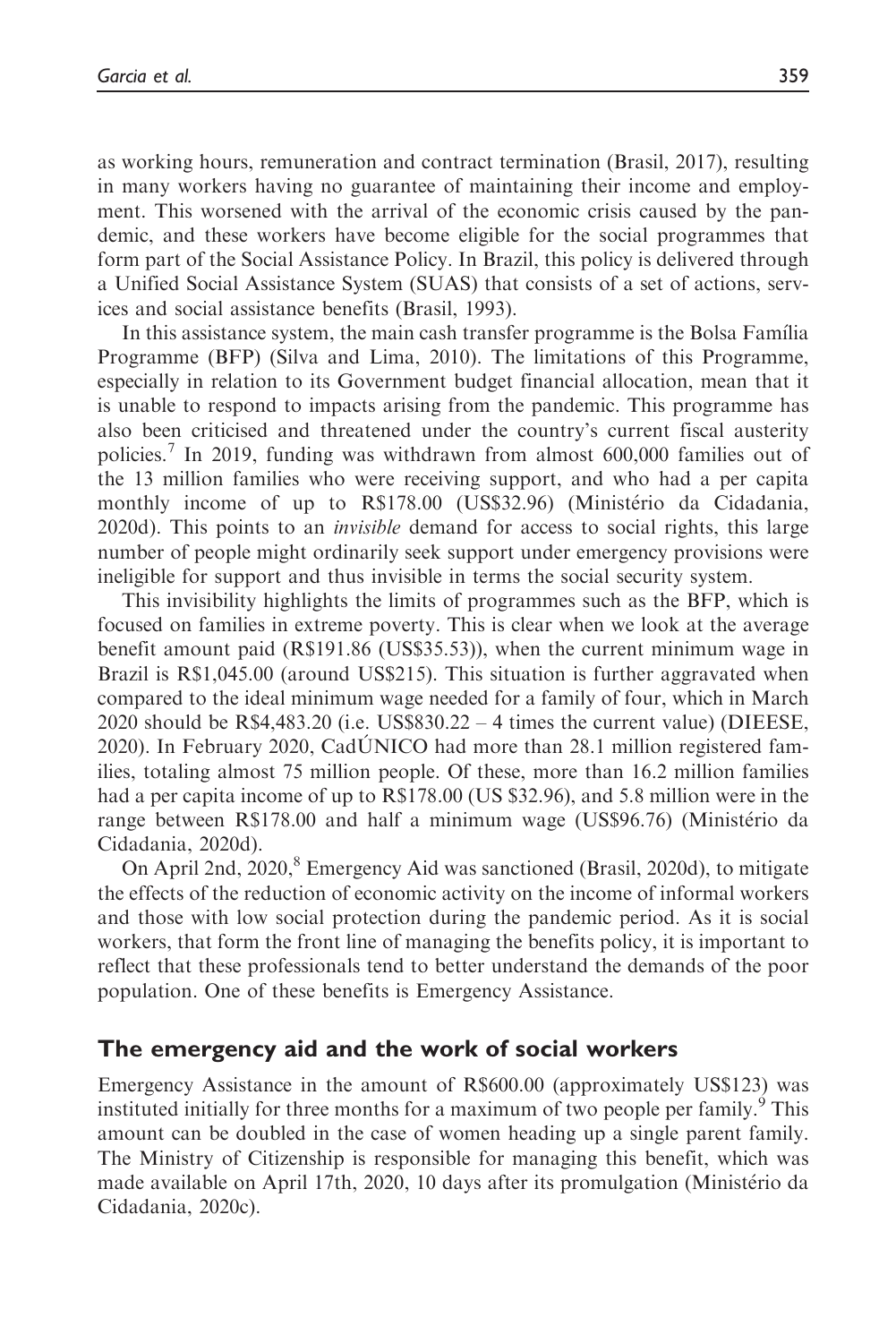as working hours, remuneration and contract termination (Brasil, 2017), resulting in many workers having no guarantee of maintaining their income and employment. This worsened with the arrival of the economic crisis caused by the pandemic, and these workers have become eligible for the social programmes that form part of the Social Assistance Policy. In Brazil, this policy is delivered through a Unified Social Assistance System (SUAS) that consists of a set of actions, services and social assistance benefits (Brasil, 1993).

In this assistance system, the main cash transfer programme is the Bolsa Família Programme (BFP) (Silva and Lima, 2010). The limitations of this Programme, especially in relation to its Government budget financial allocation, mean that it is unable to respond to impacts arising from the pandemic. This programme has also been criticised and threatened under the country's current fiscal austerity policies.[7] In 2019, funding was withdrawn from almost 600,000 families out of the 13 million families who were receiving support, and who had a per capita monthly income of up to R$178.00 (US$32.96) (Ministério da Cidadania, 2020d). This points to an *invisible* demand for access to social rights, this large number of people might ordinarily seek support under emergency provisions were ineligible for support and thus invisible in terms the social security system.

This invisibility highlights the limits of programmes such as the BFP, which is focused on families in extreme poverty. This is clear when we look at the average benefit amount paid (R$191.86 (US$35.53)), when the current minimum wage in Brazil is R$1,045.00 (around US$215). This situation is further aggravated when compared to the ideal minimum wage needed for a family of four, which in March 2020 should be R$4,483.20 (i.e. US$830.22 – 4 times the current value) (DIEESE, 2020). In February 2020, CadÚNICO had more than 28.1 million registered families, totaling almost 75 million people. Of these, more than 16.2 million families had a per capita income of up to R$178.00 (US $32.96), and 5.8 million were in the range between R$178.00 and half a minimum wage (US$96.76) (Ministério da Cidadania, 2020d).

On April 2nd, 2020,[8] Emergency Aid was sanctioned (Brasil, 2020d), to mitigate the effects of the reduction of economic activity on the income of informal workers and those with low social protection during the pandemic period. As it is social workers, that form the front line of managing the benefits policy, it is important to reflect that these professionals tend to better understand the demands of the poor population. One of these benefits is Emergency Assistance.

## The emergency aid and the work of social workers

Emergency Assistance in the amount of R$600.00 (approximately US$123) was instituted initially for three months for a maximum of two people per family.[9] This amount can be doubled in the case of women heading up a single parent family. The Ministry of Citizenship is responsible for managing this benefit, which was made available on April 17th, 2020, 10 days after its promulgation (Ministério da Cidadania, 2020c).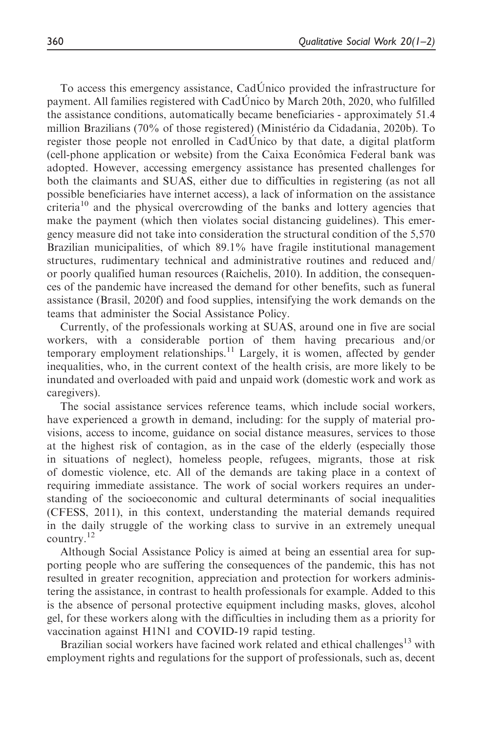To access this emergency assistance, CadÚnico provided the infrastructure for payment. All families registered with CadÚnico by March 20th, 2020, who fulfilled the assistance conditions, automatically became beneficiaries - approximately 51.4 million Brazilians (70% of those registered) (Ministério da Cidadania, 2020b). To register those people not enrolled in CadÚnico by that date, a digital platform (cell-phone application or website) from the Caixa Econômica Federal bank was adopted. However, accessing emergency assistance has presented challenges for both the claimants and SUAS, either due to difficulties in registering (as not all possible beneficiaries have internet access), a lack of information on the assistance criteria[10] and the physical overcrowding of the banks and lottery agencies that make the payment (which then violates social distancing guidelines). This emergency measure did not take into consideration the structural condition of the 5,570 Brazilian municipalities, of which 89.1% have fragile institutional management structures, rudimentary technical and administrative routines and reduced and/ or poorly qualified human resources (Raichelis, 2010). In addition, the consequences of the pandemic have increased the demand for other benefits, such as funeral assistance (Brasil, 2020f) and food supplies, intensifying the work demands on the teams that administer the Social Assistance Policy.

Currently, of the professionals working at SUAS, around one in five are social workers, with a considerable portion of them having precarious and/or temporary employment relationships.[11] Largely, it is women, affected by gender inequalities, who, in the current context of the health crisis, are more likely to be inundated and overloaded with paid and unpaid work (domestic work and work as caregivers).

The social assistance services reference teams, which include social workers, have experienced a growth in demand, including: for the supply of material provisions, access to income, guidance on social distance measures, services to those at the highest risk of contagion, as in the case of the elderly (especially those in situations of neglect), homeless people, refugees, migrants, those at risk of domestic violence, etc. All of the demands are taking place in a context of requiring immediate assistance. The work of social workers requires an understanding of the socioeconomic and cultural determinants of social inequalities (CFESS, 2011), in this context, understanding the material demands required in the daily struggle of the working class to survive in an extremely unequal country.[12]

Although Social Assistance Policy is aimed at being an essential area for supporting people who are suffering the consequences of the pandemic, this has not resulted in greater recognition, appreciation and protection for workers administering the assistance, in contrast to health professionals for example. Added to this is the absence of personal protective equipment including masks, gloves, alcohol gel, for these workers along with the difficulties in including them as a priority for vaccination against H1N1 and COVID-19 rapid testing.

Brazilian social workers have facined work related and ethical challenges[13] with employment rights and regulations for the support of professionals, such as, decent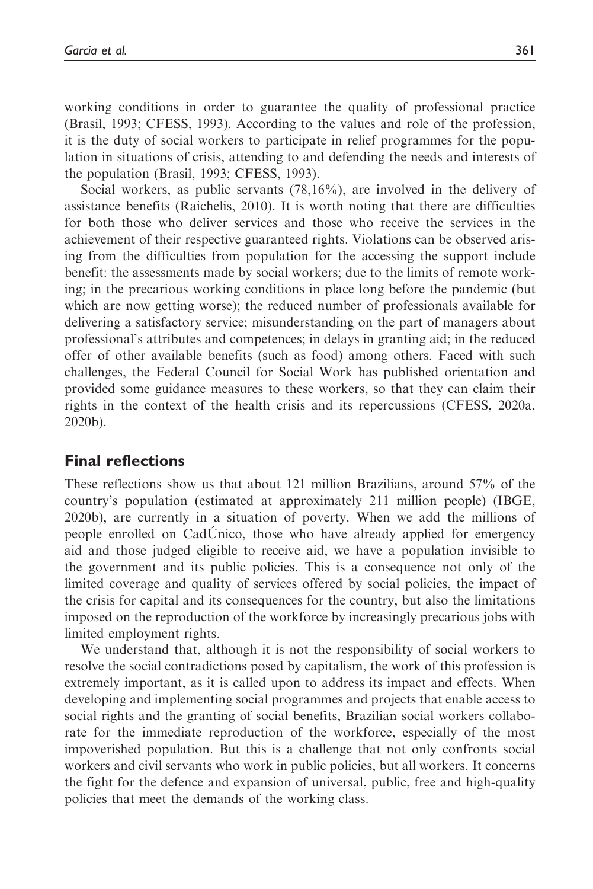working conditions in order to guarantee the quality of professional practice (Brasil, 1993; CFESS, 1993). According to the values and role of the profession, it is the duty of social workers to participate in relief programmes for the population in situations of crisis, attending to and defending the needs and interests of the population (Brasil, 1993; CFESS, 1993).

Social workers, as public servants (78,16%), are involved in the delivery of assistance benefits (Raichelis, 2010). It is worth noting that there are difficulties for both those who deliver services and those who receive the services in the achievement of their respective guaranteed rights. Violations can be observed arising from the difficulties from population for the accessing the support include benefit: the assessments made by social workers; due to the limits of remote working; in the precarious working conditions in place long before the pandemic (but which are now getting worse); the reduced number of professionals available for delivering a satisfactory service; misunderstanding on the part of managers about professional's attributes and competences; in delays in granting aid; in the reduced offer of other available benefits (such as food) among others. Faced with such challenges, the Federal Council for Social Work has published orientation and provided some guidance measures to these workers, so that they can claim their rights in the context of the health crisis and its repercussions (CFESS, 2020a, 2020b).

## Final reflections

These reflections show us that about 121 million Brazilians, around 57% of the country's population (estimated at approximately 211 million people) (IBGE, 2020b), are currently in a situation of poverty. When we add the millions of people enrolled on CadÚnico, those who have already applied for emergency aid and those judged eligible to receive aid, we have a population invisible to the government and its public policies. This is a consequence not only of the limited coverage and quality of services offered by social policies, the impact of the crisis for capital and its consequences for the country, but also the limitations imposed on the reproduction of the workforce by increasingly precarious jobs with limited employment rights.

We understand that, although it is not the responsibility of social workers to resolve the social contradictions posed by capitalism, the work of this profession is extremely important, as it is called upon to address its impact and effects. When developing and implementing social programmes and projects that enable access to social rights and the granting of social benefits, Brazilian social workers collaborate for the immediate reproduction of the workforce, especially of the most impoverished population. But this is a challenge that not only confronts social workers and civil servants who work in public policies, but all workers. It concerns the fight for the defence and expansion of universal, public, free and high-quality policies that meet the demands of the working class.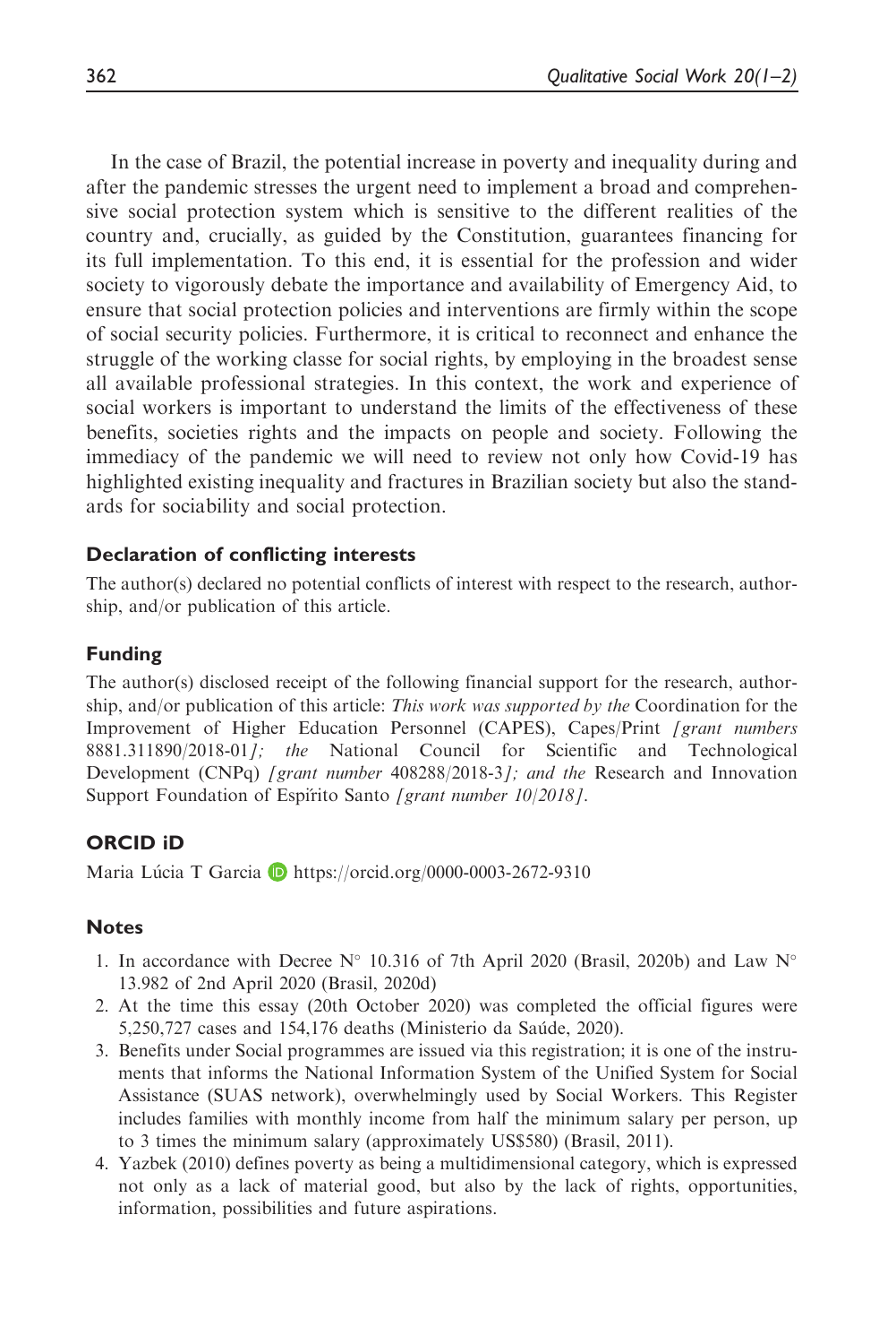In the case of Brazil, the potential increase in poverty and inequality during and after the pandemic stresses the urgent need to implement a broad and comprehensive social protection system which is sensitive to the different realities of the country and, crucially, as guided by the Constitution, guarantees financing for its full implementation. To this end, it is essential for the profession and wider society to vigorously debate the importance and availability of Emergency Aid, to ensure that social protection policies and interventions are firmly within the scope of social security policies. Furthermore, it is critical to reconnect and enhance the struggle of the working classe for social rights, by employing in the broadest sense all available professional strategies. In this context, the work and experience of social workers is important to understand the limits of the effectiveness of these benefits, societies rights and the impacts on people and society. Following the immediacy of the pandemic we will need to review not only how Covid-19 has highlighted existing inequality and fractures in Brazilian society but also the standards for sociability and social protection.

### Declaration of conflicting interests

The author(s) declared no potential conflicts of interest with respect to the research, authorship, and/or publication of this article.

### Funding

The author(s) disclosed receipt of the following financial support for the research, authorship, and/or publication of this article: *This work was supported by the* Coordination for the Improvement of Higher Education Personnel (CAPES), Capes/Print *[grant numbers* 8881.311890/2018-01*]; the* National Council for Scientific and Technological Development (CNPq) *[grant number* 408288/2018-3*]; and the* Research and Innovation Support Foundation of Espírito Santo *[grant number 10/2018]*.

### ORCID iD

Maria Lúcia T Garcia https://orcid.org/0000-0003-2672-9310

### Notes

1. In accordance with Decree N° 10.316 of 7th April 2020 (Brasil, 2020b) and Law N° 13.982 of 2nd April 2020 (Brasil, 2020d)
2. At the time this essay (20th October 2020) was completed the official figures were 5,250,727 cases and 154,176 deaths (Ministerio da Saúde, 2020).
3. Benefits under Social programmes are issued via this registration; it is one of the instruments that informs the National Information System of the Unified System for Social Assistance (SUAS network), overwhelmingly used by Social Workers. This Register includes families with monthly income from half the minimum salary per person, up to 3 times the minimum salary (approximately US$580) (Brasil, 2011).
4. Yazbek (2010) defines poverty as being a multidimensional category, which is expressed not only as a lack of material good, but also by the lack of rights, opportunities, information, possibilities and future aspirations.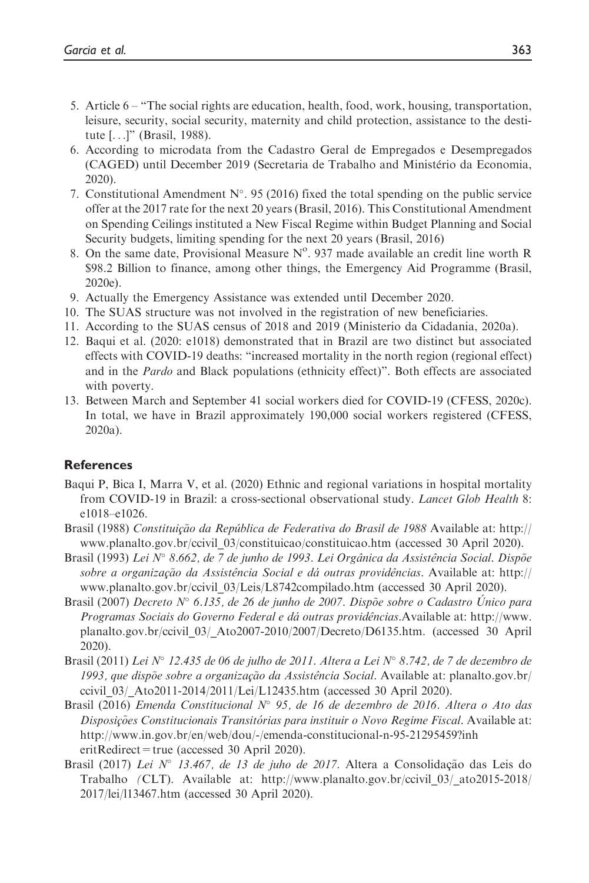5. Article 6 – "The social rights are education, health, food, work, housing, transportation, leisure, security, social security, maternity and child protection, assistance to the destitute [. . .]" (Brasil, 1988).
6. According to microdata from the Cadastro Geral de Empregados e Desempregados (CAGED) until December 2019 (Secretaria de Trabalho and Ministério da Economia, 2020).
7. Constitutional Amendment N°. 95 (2016) fixed the total spending on the public service offer at the 2017 rate for the next 20 years (Brasil, 2016). This Constitutional Amendment on Spending Ceilings instituted a New Fiscal Regime within Budget Planning and Social Security budgets, limiting spending for the next 20 years (Brasil, 2016)
8. On the same date, Provisional Measure N$^{o}$. 937 made available an credit line worth R \$98.2 Billion to finance, among other things, the Emergency Aid Programme (Brasil, 2020e).
9. Actually the Emergency Assistance was extended until December 2020.
10. The SUAS structure was not involved in the registration of new beneficiaries.
11. According to the SUAS census of 2018 and 2019 (Ministerio da Cidadania, 2020a).
12. Baqui et al. (2020: e1018) demonstrated that in Brazil are two distinct but associated effects with COVID-19 deaths: "increased mortality in the north region (regional effect) and in the *Pardo* and Black populations (ethnicity effect)". Both effects are associated with poverty.
13. Between March and September 41 social workers died for COVID-19 (CFESS, 2020c). In total, we have in Brazil approximately 190,000 social workers registered (CFESS, 2020a).

## References

Baqui P, Bica I, Marra V, et al. (2020) Ethnic and regional variations in hospital mortality from COVID-19 in Brazil: a cross-sectional observational study. *Lancet Glob Health* 8: e1018–e1026.

Brasil (1988) *Constituição da República de Federativa do Brasil de 1988* Available at: http://www.planalto.gov.br/ccivil_03/constituicao/constituicao.htm (accessed 30 April 2020).

Brasil (1993) *Lei N° 8.662, de 7 de junho de 1993. Lei Orgânica da Assistência Social. Dispõe sobre a organização da Assistência Social e dá outras providências*. Available at: http://www.planalto.gov.br/ccivil_03/Leis/L8742compilado.htm (accessed 30 April 2020).

Brasil (2007) *Decreto N° 6.135, de 26 de junho de 2007. Dispõe sobre o Cadastro Único para Programas Sociais do Governo Federal e dá outras providências*.Available at: http://www.planalto.gov.br/ccivil_03/_Ato2007-2010/2007/Decreto/D6135.htm. (accessed 30 April 2020).

Brasil (2011) *Lei N° 12.435 de 06 de julho de 2011. Altera a Lei N° 8.742, de 7 de dezembro de 1993, que dispõe sobre a organização da Assistência Social*. Available at: planalto.gov.br/ccivil_03/_Ato2011-2014/2011/Lei/L12435.htm (accessed 30 April 2020).

Brasil (2016) *Emenda Constitucional N° 95, de 16 de dezembro de 2016. Altera o Ato das Disposições Constitucionais Transitórias para instituir o Novo Regime Fiscal*. Available at: http://www.in.gov.br/en/web/dou/-/emenda-constitucional-n-95-21295459?inheritRedirect = true (accessed 30 April 2020).

Brasil (2017) *Lei N° 13.467, de 13 de juho de 2017*. Altera a Consolidação das Leis do Trabalho (CLT). Available at: http://www.planalto.gov.br/ccivil_03/_ato2015-2018/2017/lei/l13467.htm (accessed 30 April 2020).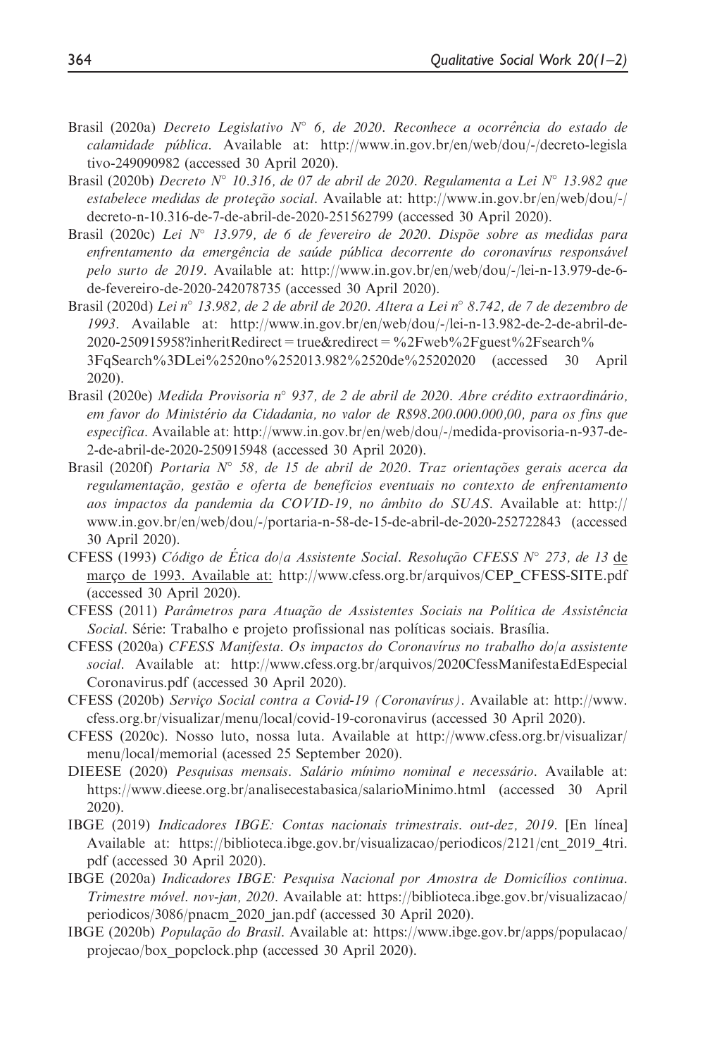Brasil (2020a) *Decreto Legislativo N° 6, de 2020. Reconhece a ocorrência do estado de calamidade pública*. Available at: http://www.in.gov.br/en/web/dou/-/decreto-legislativo-249090982 (accessed 30 April 2020).

Brasil (2020b) *Decreto N° 10.316, de 07 de abril de 2020. Regulamenta a Lei N° 13.982 que estabelece medidas de proteção social*. Available at: http://www.in.gov.br/en/web/dou/-/decreto-n-10.316-de-7-de-abril-de-2020-251562799 (accessed 30 April 2020).

Brasil (2020c) *Lei N° 13.979, de 6 de fevereiro de 2020. Dispõe sobre as medidas para enfrentamento da emergência de saúde pública decorrente do coronavírus responsável pelo surto de 2019*. Available at: http://www.in.gov.br/en/web/dou/-/lei-n-13.979-de-6-de-fevereiro-de-2020-242078735 (accessed 30 April 2020).

Brasil (2020d) *Lei n° 13.982, de 2 de abril de 2020. Altera a Lei n° 8.742, de 7 de dezembro de 1993*. Available at: http://www.in.gov.br/en/web/dou/-/lei-n-13.982-de-2-de-abril-de-2020-250915958?inheritRedirect = true&redirect = %2Fweb%2Fguest%2Fsearch%3FqSearch%3DLei%2520no%252013.982%2520de%25202020 (accessed 30 April 2020).

Brasil (2020e) *Medida Provisoria n° 937, de 2 de abril de 2020. Abre crédito extraordinário, em favor do Ministério da Cidadania, no valor de R$98.200.000.000,00, para os fins que especifica*. Available at: http://www.in.gov.br/en/web/dou/-/medida-provisoria-n-937-de-2-de-abril-de-2020-250915948 (accessed 30 April 2020).

Brasil (2020f) *Portaria N° 58, de 15 de abril de 2020. Traz orientações gerais acerca da regulamentação, gestão e oferta de benefícios eventuais no contexto de enfrentamento aos impactos da pandemia da COVID-19, no âmbito do SUAS*. Available at: http://www.in.gov.br/en/web/dou/-/portaria-n-58-de-15-de-abril-de-2020-252722843 (accessed 30 April 2020).

CFESS (1993) *Código de Ética do/a Assistente Social. Resolução CFESS N° 273, de 13* de março de 1993. Available at: http://www.cfess.org.br/arquivos/CEP_CFESS-SITE.pdf (accessed 30 April 2020).

CFESS (2011) *Parâmetros para Atuação de Assistentes Sociais na Política de Assistência Social*. Série: Trabalho e projeto profissional nas políticas sociais. Brasília.

CFESS (2020a) *CFESS Manifesta. Os impactos do Coronavírus no trabalho do/a assistente social*. Available at: http://www.cfess.org.br/arquivos/2020CfessManifestaEdEspecialCoronavirus.pdf (accessed 30 April 2020).

CFESS (2020b) *Serviço Social contra a Covid-19 (Coronavírus)*. Available at: http://www.cfess.org.br/visualizar/menu/local/covid-19-coronavirus (accessed 30 April 2020).

CFESS (2020c). Nosso luto, nossa luta. Available at http://www.cfess.org.br/visualizar/menu/local/memorial (acessed 25 September 2020).

DIEESE (2020) *Pesquisas mensais. Salário mínimo nominal e necessário*. Available at: https://www.dieese.org.br/analisecestabasica/salarioMinimo.html (accessed 30 April 2020).

IBGE (2019) *Indicadores IBGE: Contas nacionais trimestrais. out-dez, 2019*. [En línea] Available at: https://biblioteca.ibge.gov.br/visualizacao/periodicos/2121/cnt_2019_4tri.pdf (accessed 30 April 2020).

IBGE (2020a) *Indicadores IBGE: Pesquisa Nacional por Amostra de Domicílios continua. Trimestre móvel. nov-jan, 2020*. Available at: https://biblioteca.ibge.gov.br/visualizacao/periodicos/3086/pnacm_2020_jan.pdf (accessed 30 April 2020).

IBGE (2020b) *População do Brasil*. Available at: https://www.ibge.gov.br/apps/populacao/projecao/box_popclock.php (accessed 30 April 2020).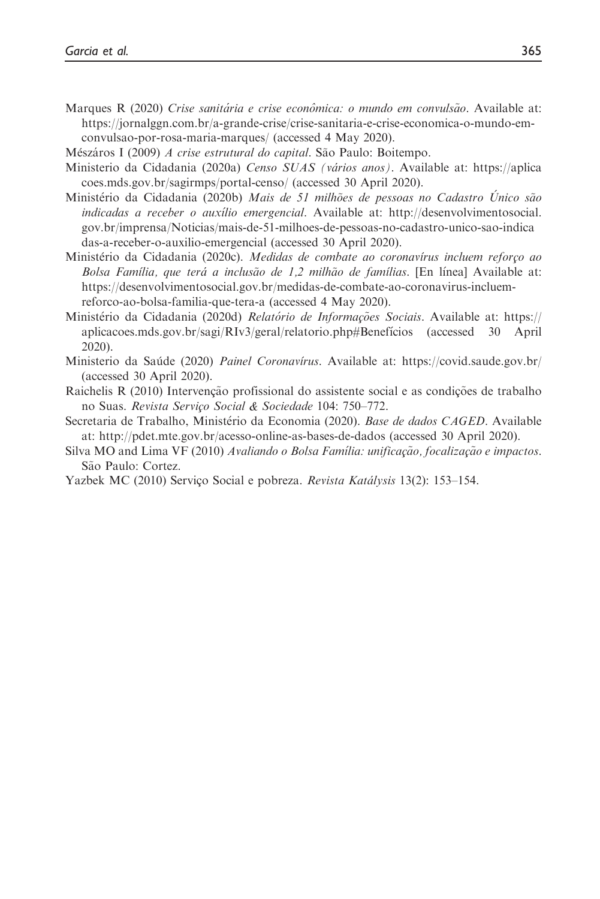Marques R (2020) *Crise sanitária e crise econômica: o mundo em convulsão*. Available at: https://jornalggn.com.br/a-grande-crise/crise-sanitaria-e-crise-economica-o-mundo-em-convulsao-por-rosa-maria-marques/ (accessed 4 May 2020).

Mészáros I (2009) *A crise estrutural do capital*. São Paulo: Boitempo.

Ministerio da Cidadania (2020a) *Censo SUAS (vários anos)*. Available at: https://aplicacoes.mds.gov.br/sagirmps/portal-censo/ (accessed 30 April 2020).

Ministério da Cidadania (2020b) *Mais de 51 milhões de pessoas no Cadastro Único são indicadas a receber o auxílio emergencial*. Available at: http://desenvolvimentosocial.gov.br/imprensa/Noticias/mais-de-51-milhoes-de-pessoas-no-cadastro-unico-sao-indicadas-a-receber-o-auxilio-emergencial (accessed 30 April 2020).

Ministério da Cidadania (2020c). *Medidas de combate ao coronavírus incluem reforço ao Bolsa Família, que terá a inclusão de 1,2 milhão de famílias*. [En línea] Available at: https://desenvolvimentosocial.gov.br/medidas-de-combate-ao-coronavirus-incluem-reforco-ao-bolsa-familia-que-tera-a (accessed 4 May 2020).

Ministério da Cidadania (2020d) *Relatório de Informações Sociais*. Available at: https://aplicacoes.mds.gov.br/sagi/RIv3/geral/relatorio.php#Benefícios (accessed 30 April 2020).

Ministerio da Saúde (2020) *Painel Coronavírus*. Available at: https://covid.saude.gov.br/ (accessed 30 April 2020).

Raichelis R (2010) Intervenção profissional do assistente social e as condições de trabalho no Suas. *Revista Serviço Social & Sociedade* 104: 750–772.

Secretaria de Trabalho, Ministério da Economia (2020). *Base de dados CAGED*. Available at: http://pdet.mte.gov.br/acesso-online-as-bases-de-dados (accessed 30 April 2020).

Silva MO and Lima VF (2010) *Avaliando o Bolsa Família: unificação, focalização e impactos*. São Paulo: Cortez.

Yazbek MC (2010) Serviço Social e pobreza. *Revista Katálysis* 13(2): 153–154.